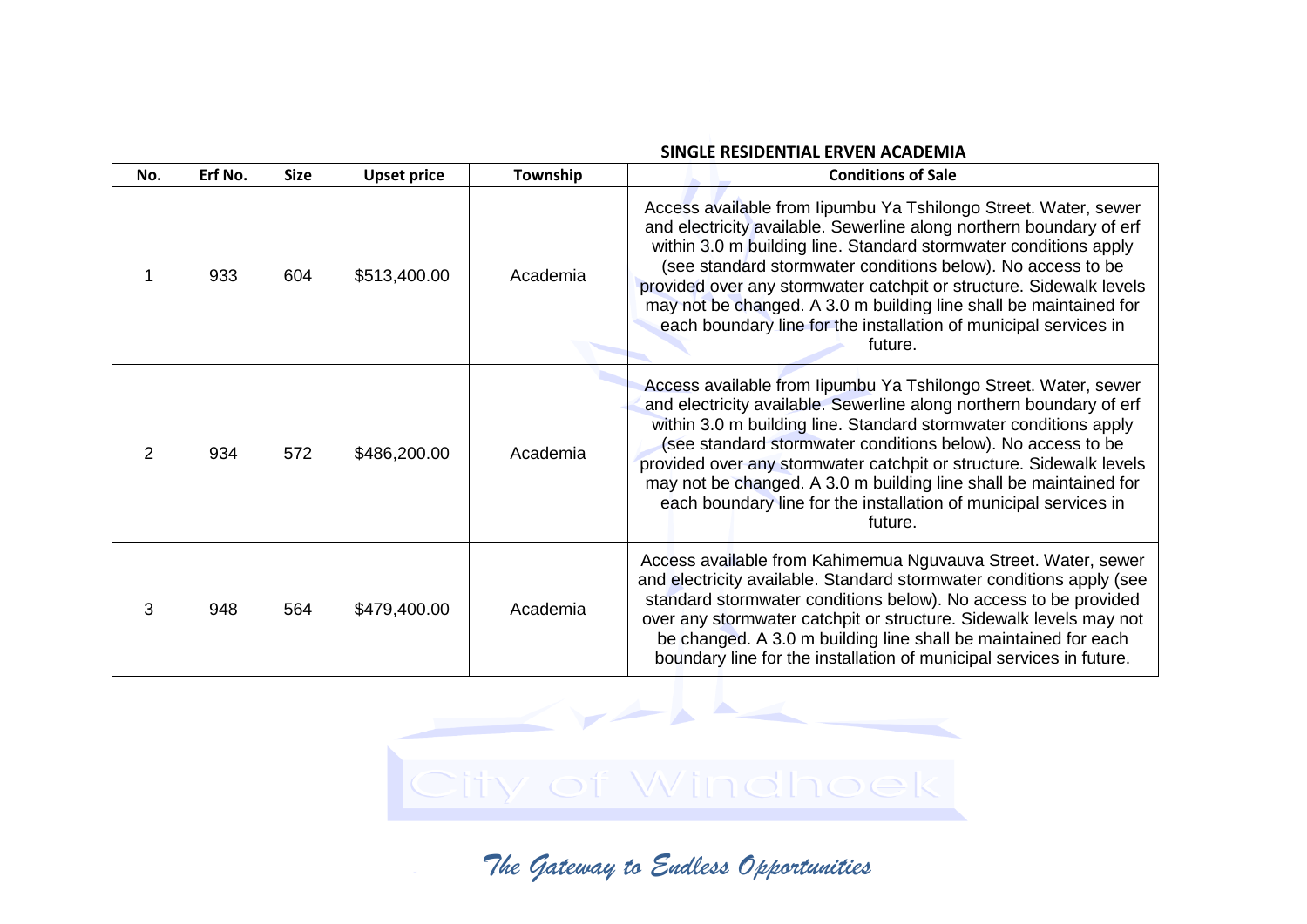**SINGLE RESIDENTIAL ERVEN ACADEMIA**

| No. | Erf No. | Size | Upset price | Township | Conditions of Sale |
|---|---|---|---|---|---|
| 1 | 933 | 604 | $513,400.00 | Academia | Access available from Iipumbu Ya Tshilongo Street. Water, sewer and electricity available. Sewerline along northern boundary of erf within 3.0 m building line. Standard stormwater conditions apply (see standard stormwater conditions below). No access to be provided over any stormwater catchpit or structure. Sidewalk levels may not be changed. A 3.0 m building line shall be maintained for each boundary line for the installation of municipal services in future. |
| 2 | 934 | 572 | $486,200.00 | Academia | Access available from Iipumbu Ya Tshilongo Street. Water, sewer and electricity available. Sewerline along northern boundary of erf within 3.0 m building line. Standard stormwater conditions apply (see standard stormwater conditions below). No access to be provided over any stormwater catchpit or structure. Sidewalk levels may not be changed. A 3.0 m building line shall be maintained for each boundary line for the installation of municipal services in future. |
| 3 | 948 | 564 | $479,400.00 | Academia | Access available from Kahimemua Nguvauva Street. Water, sewer and electricity available. Standard stormwater conditions apply (see standard stormwater conditions below). No access to be provided over any stormwater catchpit or structure. Sidewalk levels may not be changed. A 3.0 m building line shall be maintained for each boundary line for the installation of municipal services in future. |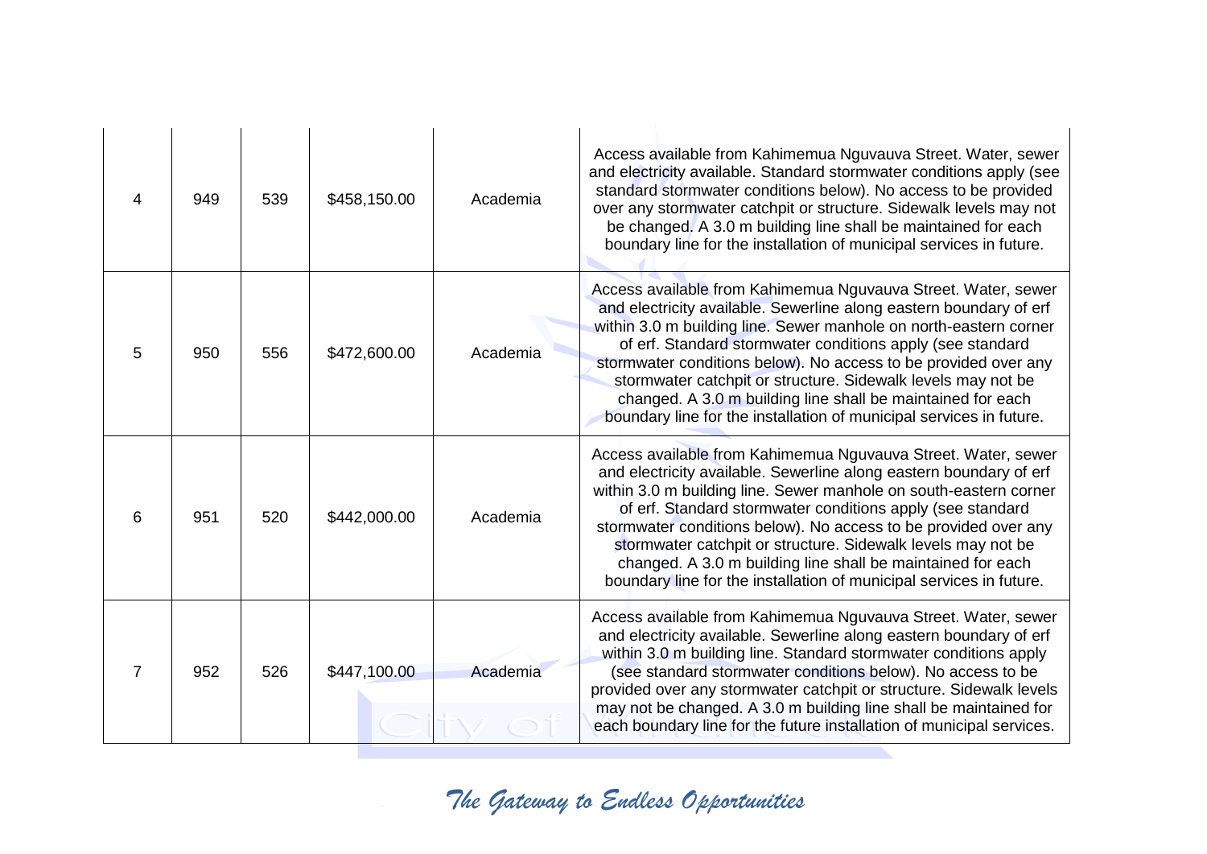| | | | | | |
|---|---|---|---|---|---|
| 4 | 949 | 539 | $458,150.00 | Academia | Access available from Kahimemua Nguvauva Street. Water, sewer and electricity available. Standard stormwater conditions apply (see standard stormwater conditions below). No access to be provided over any stormwater catchpit or structure. Sidewalk levels may not be changed. A 3.0 m building line shall be maintained for each boundary line for the installation of municipal services in future. |
| 5 | 950 | 556 | $472,600.00 | Academia | Access available from Kahimemua Nguvauva Street. Water, sewer and electricity available. Sewerline along eastern boundary of erf within 3.0 m building line. Sewer manhole on north-eastern corner of erf. Standard stormwater conditions apply (see standard stormwater conditions below). No access to be provided over any stormwater catchpit or structure. Sidewalk levels may not be changed. A 3.0 m building line shall be maintained for each boundary line for the installation of municipal services in future. |
| 6 | 951 | 520 | $442,000.00 | Academia | Access available from Kahimemua Nguvauva Street. Water, sewer and electricity available. Sewerline along eastern boundary of erf within 3.0 m building line. Sewer manhole on south-eastern corner of erf. Standard stormwater conditions apply (see standard stormwater conditions below). No access to be provided over any stormwater catchpit or structure. Sidewalk levels may not be changed. A 3.0 m building line shall be maintained for each boundary line for the installation of municipal services in future. |
| 7 | 952 | 526 | $447,100.00 | Academia | Access available from Kahimemua Nguvauva Street. Water, sewer and electricity available. Sewerline along eastern boundary of erf within 3.0 m building line. Standard stormwater conditions apply (see standard stormwater conditions below). No access to be provided over any stormwater catchpit or structure. Sidewalk levels may not be changed. A 3.0 m building line shall be maintained for each boundary line for the future installation of municipal services. |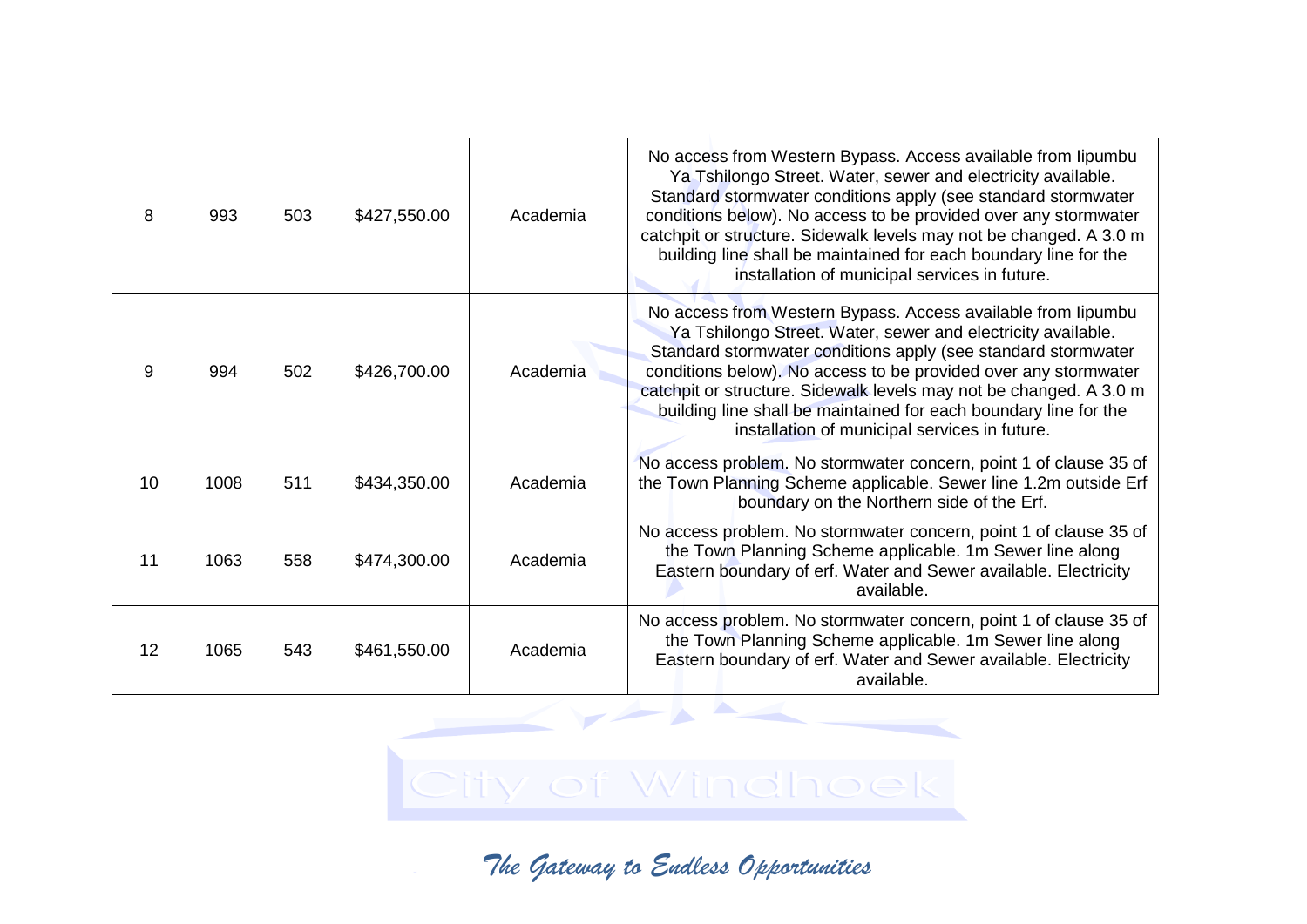| | | | | | |
|---|---|---|---|---|---|
| 8 | 993 | 503 | $427,550.00 | Academia | No access from Western Bypass. Access available from Iipumbu Ya Tshilongo Street. Water, sewer and electricity available. Standard stormwater conditions apply (see standard stormwater conditions below). No access to be provided over any stormwater catchpit or structure. Sidewalk levels may not be changed. A 3.0 m building line shall be maintained for each boundary line for the installation of municipal services in future. |
| 9 | 994 | 502 | $426,700.00 | Academia | No access from Western Bypass. Access available from Iipumbu Ya Tshilongo Street. Water, sewer and electricity available. Standard stormwater conditions apply (see standard stormwater conditions below). No access to be provided over any stormwater catchpit or structure. Sidewalk levels may not be changed. A 3.0 m building line shall be maintained for each boundary line for the installation of municipal services in future. |
| 10 | 1008 | 511 | $434,350.00 | Academia | No access problem. No stormwater concern, point 1 of clause 35 of the Town Planning Scheme applicable. Sewer line 1.2m outside Erf boundary on the Northern side of the Erf. |
| 11 | 1063 | 558 | $474,300.00 | Academia | No access problem. No stormwater concern, point 1 of clause 35 of the Town Planning Scheme applicable. 1m Sewer line along Eastern boundary of erf. Water and Sewer available. Electricity available. |
| 12 | 1065 | 543 | $461,550.00 | Academia | No access problem. No stormwater concern, point 1 of clause 35 of the Town Planning Scheme applicable. 1m Sewer line along Eastern boundary of erf. Water and Sewer available. Electricity available. |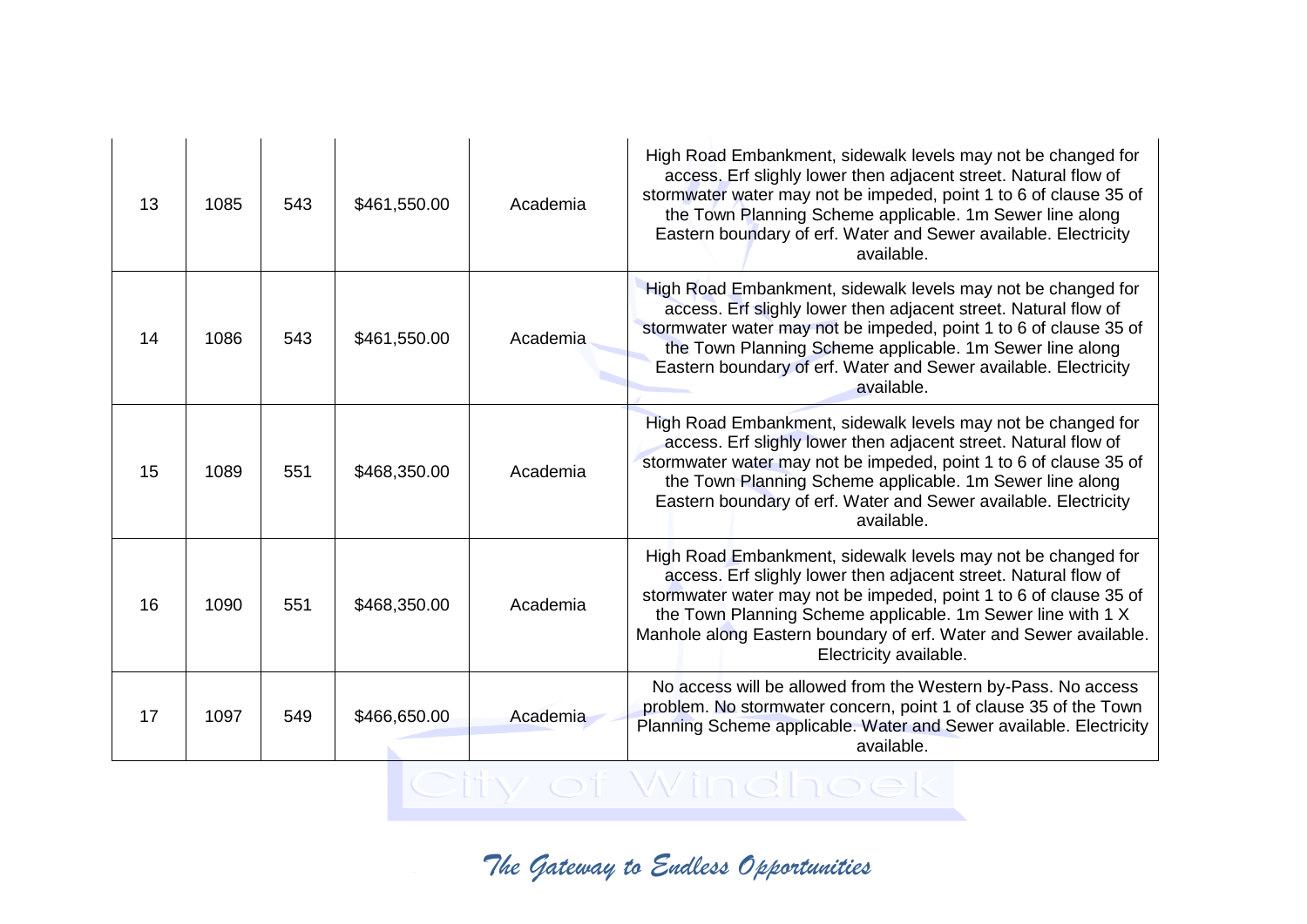| | | | | | |
|---|---|---|---|---|---|
| 13 | 1085 | 543 | $461,550.00 | Academia | High Road Embankment, sidewalk levels may not be changed for access. Erf slighly lower then adjacent street. Natural flow of stormwater water may not be impeded, point 1 to 6 of clause 35 of the Town Planning Scheme applicable. 1m Sewer line along Eastern boundary of erf. Water and Sewer available. Electricity available. |
| 14 | 1086 | 543 | $461,550.00 | Academia | High Road Embankment, sidewalk levels may not be changed for access. Erf slighly lower then adjacent street. Natural flow of stormwater water may not be impeded, point 1 to 6 of clause 35 of the Town Planning Scheme applicable. 1m Sewer line along Eastern boundary of erf. Water and Sewer available. Electricity available. |
| 15 | 1089 | 551 | $468,350.00 | Academia | High Road Embankment, sidewalk levels may not be changed for access. Erf slighly lower then adjacent street. Natural flow of stormwater water may not be impeded, point 1 to 6 of clause 35 of the Town Planning Scheme applicable. 1m Sewer line along Eastern boundary of erf. Water and Sewer available. Electricity available. |
| 16 | 1090 | 551 | $468,350.00 | Academia | High Road Embankment, sidewalk levels may not be changed for access. Erf slighly lower then adjacent street. Natural flow of stormwater water may not be impeded, point 1 to 6 of clause 35 of the Town Planning Scheme applicable. 1m Sewer line with 1 X Manhole along Eastern boundary of erf. Water and Sewer available. Electricity available. |
| 17 | 1097 | 549 | $466,650.00 | Academia | No access will be allowed from the Western by-Pass. No access problem. No stormwater concern, point 1 of clause 35 of the Town Planning Scheme applicable. Water and Sewer available. Electricity available. |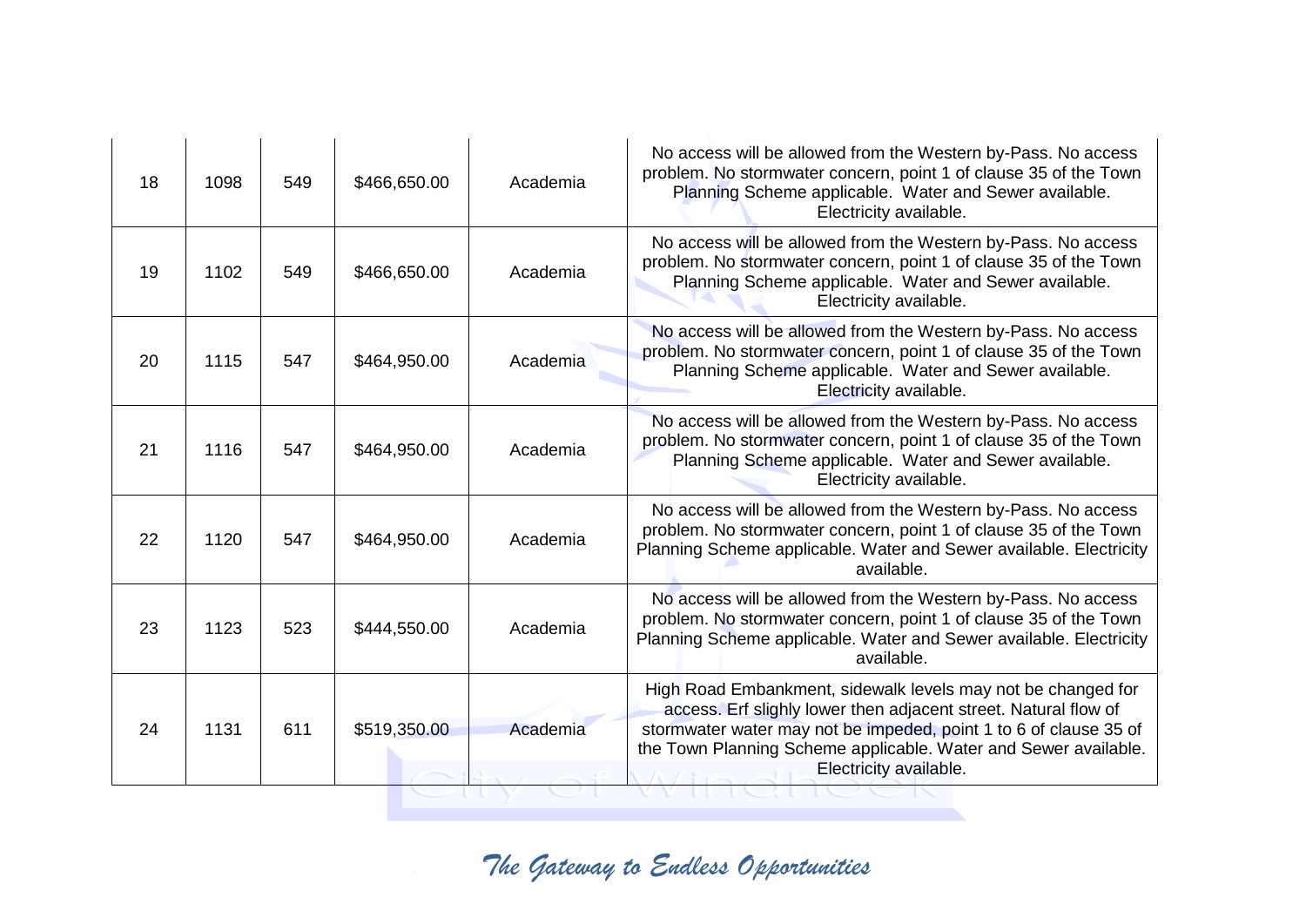| 18 | 1098 | 549 | $466,650.00 | Academia | No access will be allowed from the Western by-Pass. No access problem. No stormwater concern, point 1 of clause 35 of the Town Planning Scheme applicable. Water and Sewer available. Electricity available. |
|---|---|---|---|---|---|
| 19 | 1102 | 549 | $466,650.00 | Academia | No access will be allowed from the Western by-Pass. No access problem. No stormwater concern, point 1 of clause 35 of the Town Planning Scheme applicable. Water and Sewer available. Electricity available. |
| 20 | 1115 | 547 | $464,950.00 | Academia | No access will be allowed from the Western by-Pass. No access problem. No stormwater concern, point 1 of clause 35 of the Town Planning Scheme applicable. Water and Sewer available. Electricity available. |
| 21 | 1116 | 547 | $464,950.00 | Academia | No access will be allowed from the Western by-Pass. No access problem. No stormwater concern, point 1 of clause 35 of the Town Planning Scheme applicable. Water and Sewer available. Electricity available. |
| 22 | 1120 | 547 | $464,950.00 | Academia | No access will be allowed from the Western by-Pass. No access problem. No stormwater concern, point 1 of clause 35 of the Town Planning Scheme applicable. Water and Sewer available. Electricity available. |
| 23 | 1123 | 523 | $444,550.00 | Academia | No access will be allowed from the Western by-Pass. No access problem. No stormwater concern, point 1 of clause 35 of the Town Planning Scheme applicable. Water and Sewer available. Electricity available. |
| 24 | 1131 | 611 | $519,350.00 | Academia | High Road Embankment, sidewalk levels may not be changed for access. Erf slighly lower then adjacent street. Natural flow of stormwater water may not be impeded, point 1 to 6 of clause 35 of the Town Planning Scheme applicable. Water and Sewer available. Electricity available. |

*The Gateway to Endless Opportunities*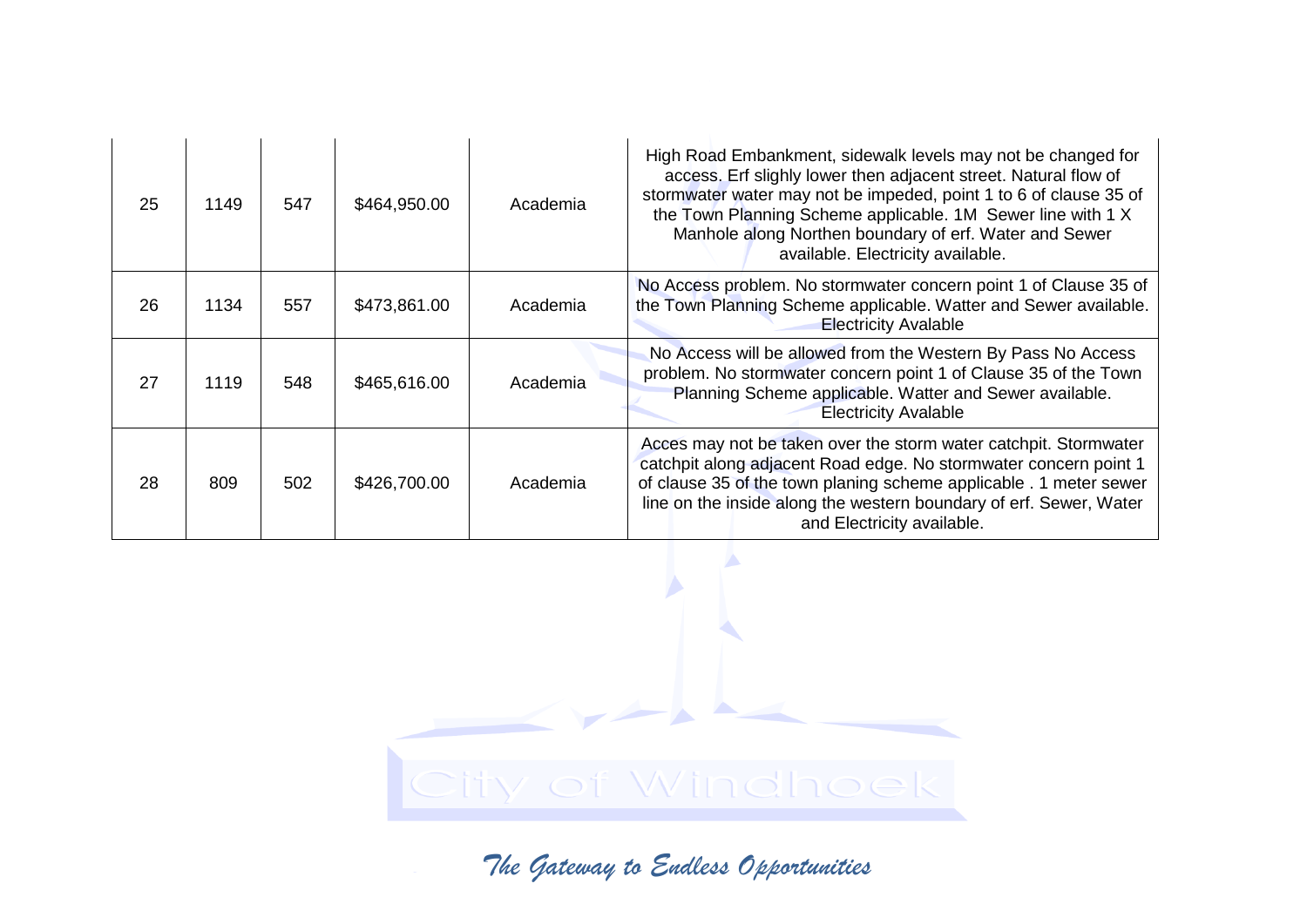| | | | | | |
|---|---|---|---|---|---|
| 25 | 1149 | 547 | $464,950.00 | Academia | High Road Embankment, sidewalk levels may not be changed for access. Erf slighly lower then adjacent street. Natural flow of stormwater water may not be impeded, point 1 to 6 of clause 35 of the Town Planning Scheme applicable. 1M Sewer line with 1 X Manhole along Northen boundary of erf. Water and Sewer available. Electricity available. |
| 26 | 1134 | 557 | $473,861.00 | Academia | No Access problem. No stormwater concern point 1 of Clause 35 of the Town Planning Scheme applicable. Watter and Sewer available. Electricity Avalable |
| 27 | 1119 | 548 | $465,616.00 | Academia | No Access will be allowed from the Western By Pass No Access problem. No stormwater concern point 1 of Clause 35 of the Town Planning Scheme applicable. Watter and Sewer available. Electricity Avalable |
| 28 | 809 | 502 | $426,700.00 | Academia | Acces may not be taken over the storm water catchpit. Stormwater catchpit along adjacent Road edge. No stormwater concern point 1 of clause 35 of the town planing scheme applicable . 1 meter sewer line on the inside along the western boundary of erf. Sewer, Water and Electricity available. |

City of Windhoek

*The Gateway to Endless Opportunities*